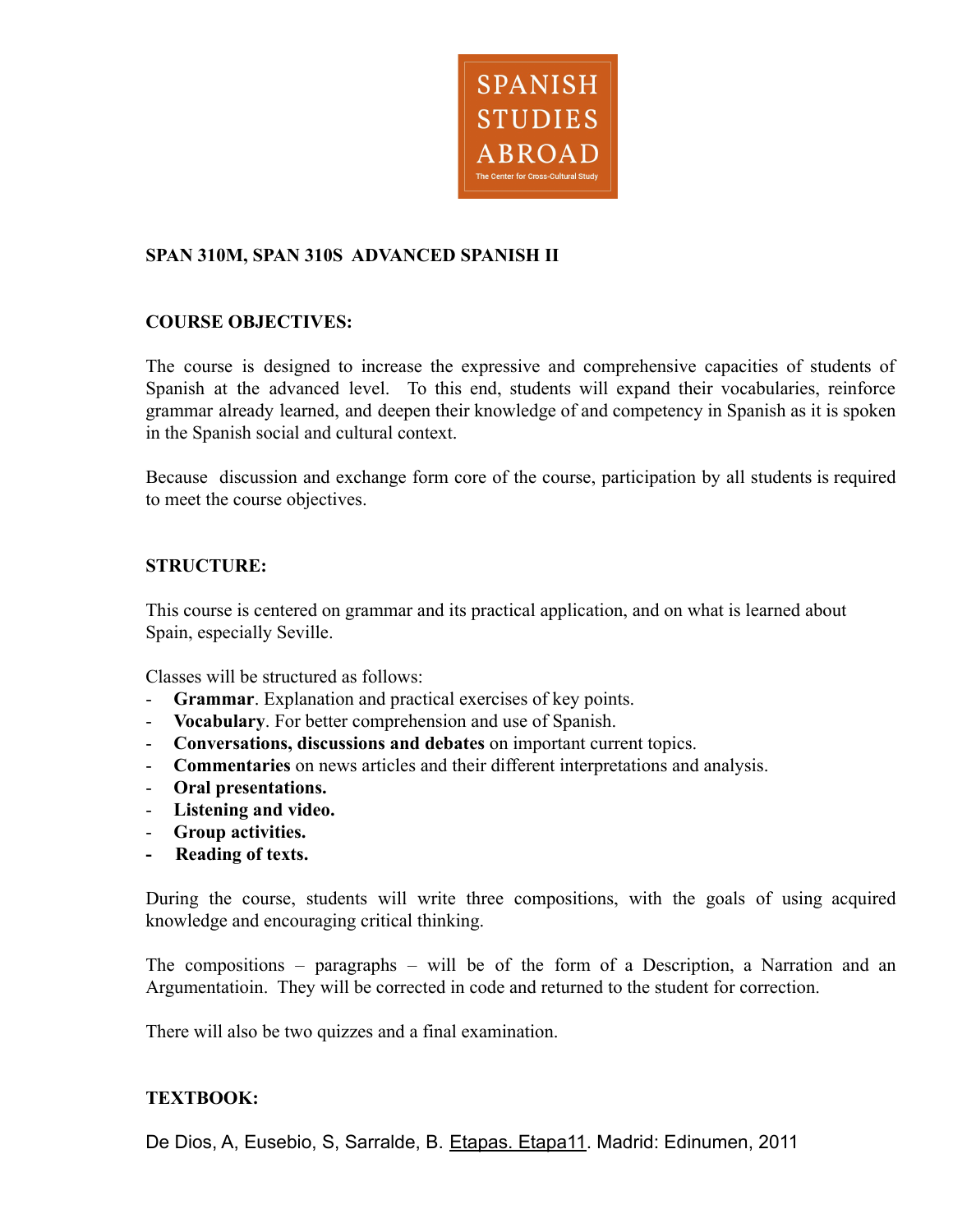SPANISH STUDIES ABROAD

The Center for Cross-Cultural Study

## SPAN 310M, SPAN 310S ADVANCED SPANISH II

### COURSE OBJECTIVES:

The course is designed to increase the expressive and comprehensive capacities of students of Spanish at the advanced level. To this end, students will expand their vocabularies, reinforce grammar already learned, and deepen their knowledge of and competency in Spanish as it is spoken in the Spanish social and cultural context.

Because discussion and exchange form core of the course, participation by all students is required to meet the course objectives.

### STRUCTURE:

This course is centered on grammar and its practical application, and on what is learned about Spain, especially Seville.

Classes will be structured as follows:

- **Grammar**. Explanation and practical exercises of key points.
- **Vocabulary**. For better comprehension and use of Spanish.
- **Conversations, discussions and debates** on important current topics.
- **Commentaries** on news articles and their different interpretations and analysis.
- **Oral presentations.**
- **Listening and video.**
- **Group activities.**
- **Reading of texts.**

During the course, students will write three compositions, with the goals of using acquired knowledge and encouraging critical thinking.

The compositions – paragraphs – will be of the form of a Description, a Narration and an Argumentatioin. They will be corrected in code and returned to the student for correction.

There will also be two quizzes and a final examination.

### TEXTBOOK:

De Dios, A, Eusebio, S, Sarralde, B. Etapas. Etapa11. Madrid: Edinumen, 2011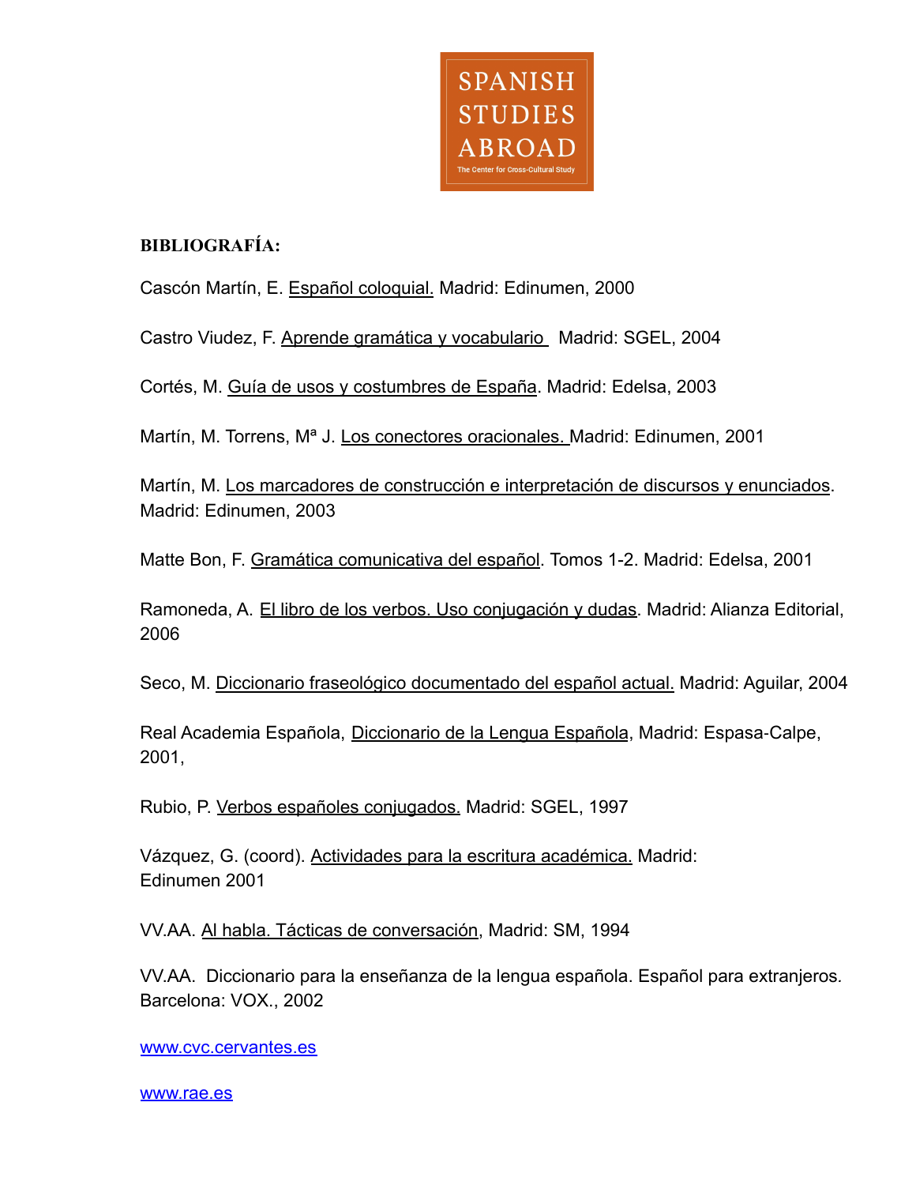**BIBLIOGRAFÍA:**

Cascón Martín, E. Español coloquial. Madrid: Edinumen, 2000

Castro Viudez, F. Aprende gramática y vocabulario  Madrid: SGEL, 2004

Cortés, M. Guía de usos y costumbres de España. Madrid: Edelsa, 2003

Martín, M. Torrens, Mª J. Los conectores oracionales. Madrid: Edinumen, 2001

Martín, M. Los marcadores de construcción e interpretación de discursos y enunciados. Madrid: Edinumen, 2003

Matte Bon, F. Gramática comunicativa del español. Tomos 1-2. Madrid: Edelsa, 2001

Ramoneda, A. El libro de los verbos. Uso conjugación y dudas. Madrid: Alianza Editorial, 2006

Seco, M. Diccionario fraseológico documentado del español actual. Madrid: Aguilar, 2004

Real Academia Española, Diccionario de la Lengua Española, Madrid: Espasa-Calpe, 2001,

Rubio, P. Verbos españoles conjugados. Madrid: SGEL, 1997

Vázquez, G. (coord). Actividades para la escritura académica. Madrid: Edinumen 2001

VV.AA. Al habla. Tácticas de conversación, Madrid: SM, 1994

VV.AA.  Diccionario para la enseñanza de la lengua española. Español para extranjeros. Barcelona: VOX., 2002

www.cvc.cervantes.es

www.rae.es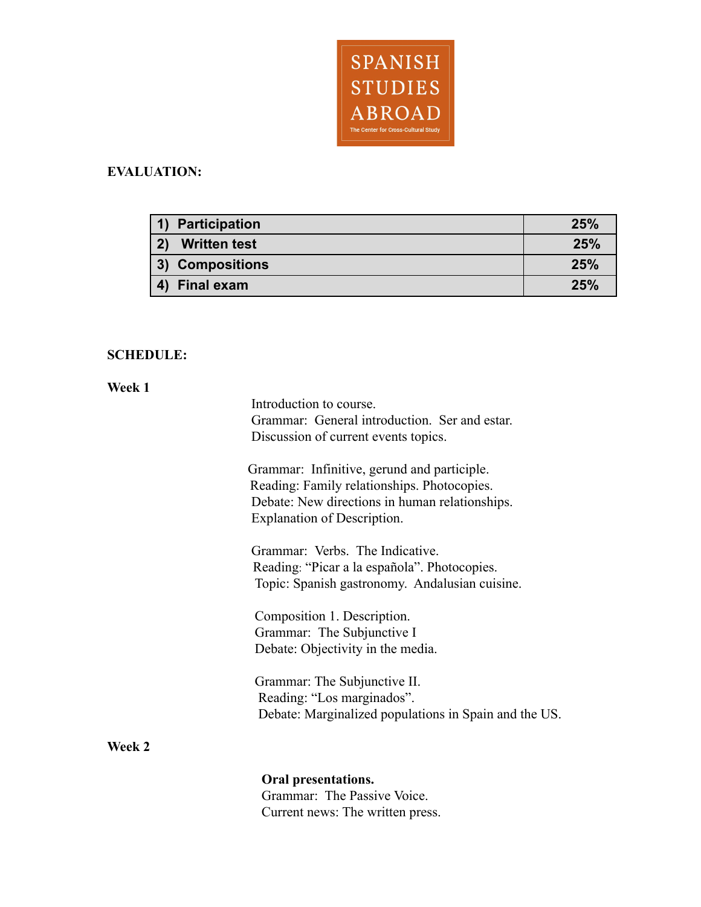**EVALUATION:**

| | |
|---|---|
| **1) Participation** | **25%** |
| **2) Written test** | **25%** |
| **3) Compositions** | **25%** |
| **4) Final exam** | **25%** |

**SCHEDULE:**

**Week 1**

Introduction to course.
Grammar: General introduction. Ser and estar.
Discussion of current events topics.

Grammar: Infinitive, gerund and participle.
Reading: Family relationships. Photocopies.
Debate: New directions in human relationships.
Explanation of Description.

Grammar: Verbs. The Indicative.
Reading: "Picar a la española". Photocopies.
Topic: Spanish gastronomy. Andalusian cuisine.

Composition 1. Description.
Grammar: The Subjunctive I
Debate: Objectivity in the media.

Grammar: The Subjunctive II.
Reading: "Los marginados".
Debate: Marginalized populations in Spain and the US.

**Week 2**

**Oral presentations.**
Grammar: The Passive Voice.
Current news: The written press.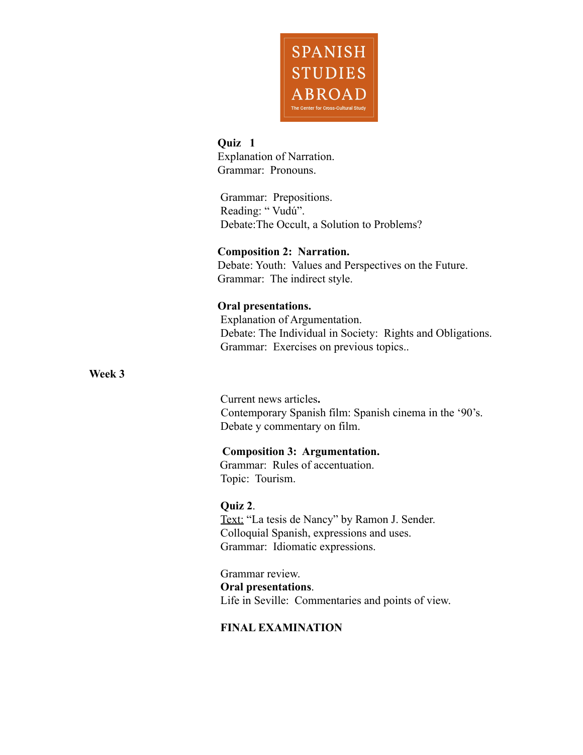SPANISH STUDIES ABROAD

The Center for Cross-Cultural Study

**Quiz 1**
Explanation of Narration.
Grammar: Pronouns.

Grammar: Prepositions.
Reading: " Vudú".
Debate:The Occult, a Solution to Problems?

**Composition 2: Narration.**
Debate: Youth: Values and Perspectives on the Future.
Grammar: The indirect style.

**Oral presentations.**
Explanation of Argumentation.
Debate: The Individual in Society: Rights and Obligations.
Grammar: Exercises on previous topics..

**Week 3**

Current news articles**.**
Contemporary Spanish film: Spanish cinema in the '90's.
Debate y commentary on film.

**Composition 3: Argumentation.**
Grammar: Rules of accentuation.
Topic: Tourism.

**Quiz 2**.
Text: "La tesis de Nancy" by Ramon J. Sender.
Colloquial Spanish, expressions and uses.
Grammar: Idiomatic expressions.

Grammar review.
**Oral presentations**.
Life in Seville: Commentaries and points of view.

**FINAL EXAMINATION**